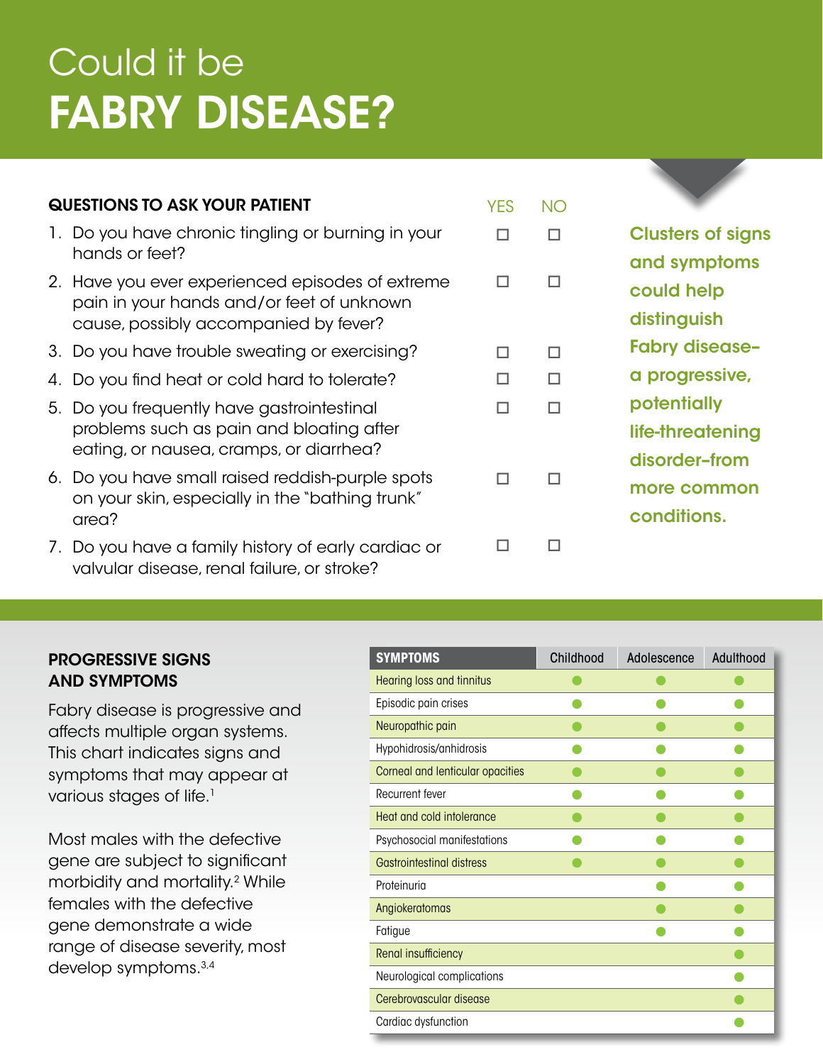# Could it be
# FABRY DISEASE?

## QUESTIONS TO ASK YOUR PATIENT

| | YES | NO |
|---|---|---|
| 1. Do you have chronic tingling or burning in your hands or feet? | ☐ | ☐ |
| 2. Have you ever experienced episodes of extreme pain in your hands and/or feet of unknown cause, possibly accompanied by fever? | ☐ | ☐ |
| 3. Do you have trouble sweating or exercising? | ☐ | ☐ |
| 4. Do you find heat or cold hard to tolerate? | ☐ | ☐ |
| 5. Do you frequently have gastrointestinal problems such as pain and bloating after eating, or nausea, cramps, or diarrhea? | ☐ | ☐ |
| 6. Do you have small raised reddish-purple spots on your skin, especially in the "bathing trunk" area? | ☐ | ☐ |
| 7. Do you have a family history of early cardiac or valvular disease, renal failure, or stroke? | ☐ | ☐ |

**Clusters of signs and symptoms could help distinguish Fabry disease–a progressive, potentially life-threatening disorder–from more common conditions.**

## PROGRESSIVE SIGNS AND SYMPTOMS

Fabry disease is progressive and affects multiple organ systems. This chart indicates signs and symptoms that may appear at various stages of life.[1]

Most males with the defective gene are subject to significant morbidity and mortality.[2] While females with the defective gene demonstrate a wide range of disease severity, most develop symptoms.[3,4]

| SYMPTOMS | Childhood | Adolescence | Adulthood |
|---|---|---|---|
| Hearing loss and tinnitus | ● | ● | ● |
| Episodic pain crises | ● | ● | ● |
| Neuropathic pain | ● | ● | ● |
| Hypohidrosis/anhidrosis | ● | ● | ● |
| Corneal and lenticular opacities | ● | ● | ● |
| Recurrent fever | ● | ● | ● |
| Heat and cold intolerance | ● | ● | ● |
| Psychosocial manifestations | ● | ● | ● |
| Gastrointestinal distress | ● | ● | ● |
| Proteinuria | | ● | ● |
| Angiokeratomas | | ● | ● |
| Fatigue | | ● | ● |
| Renal insufficiency | | | ● |
| Neurological complications | | | ● |
| Cerebrovascular disease | | | ● |
| Cardiac dysfunction | | | ● |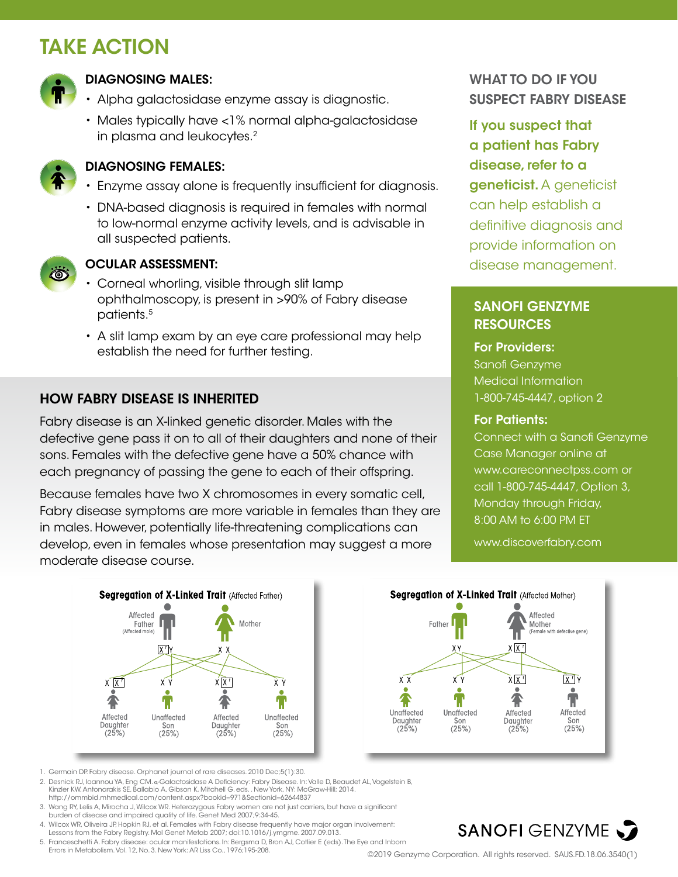# TAKE ACTION

### DIAGNOSING MALES:

- Alpha galactosidase enzyme assay is diagnostic.
- Males typically have <1% normal alpha-galactosidase in plasma and leukocytes.[2]

### DIAGNOSING FEMALES:

- Enzyme assay alone is frequently insufficient for diagnosis.
- DNA-based diagnosis is required in females with normal to low-normal enzyme activity levels, and is advisable in all suspected patients.

### OCULAR ASSESSMENT:

- Corneal whorling, visible through slit lamp ophthalmoscopy, is present in >90% of Fabry disease patients.[5]
- A slit lamp exam by an eye care professional may help establish the need for further testing.

## WHAT TO DO IF YOU SUSPECT FABRY DISEASE

**If you suspect that a patient has Fabry disease, refer to a geneticist.** A geneticist can help establish a definitive diagnosis and provide information on disease management.

## SANOFI GENZYME RESOURCES

**For Providers:**
Sanofi Genzyme
Medical Information
1-800-745-4447, option 2

**For Patients:**
Connect with a Sanofi Genzyme Case Manager online at www.careconnectpss.com or call 1-800-745-4447, Option 3, Monday through Friday, 8:00 AM to 6:00 PM ET

www.discoverfabry.com

## HOW FABRY DISEASE IS INHERITED

Fabry disease is an X-linked genetic disorder. Males with the defective gene pass it on to all of their daughters and none of their sons. Females with the defective gene have a 50% chance with each pregnancy of passing the gene to each of their offspring.

Because females have two X chromosomes in every somatic cell, Fabry disease symptoms are more variable in females than they are in males. However, potentially life-threatening complications can develop, even in females whose presentation may suggest a more moderate disease course.

**Segregation of X-Linked Trait** (Affected Father)

Affected Father (Affected male)
X' Y
Mother
X X
X X'
Affected Daughter (25%)
X Y
Unaffected Son (25%)
X X'
Affected Daughter (25%)
X Y
Unaffected Son (25%)

**Segregation of X-Linked Trait** (Affected Mother)

Father
X Y
Affected Mother (Female with defective gene)
X X'
X X
Unaffected Daughter (25%)
X Y
Unaffected Son (25%)
X X'
Affected Daughter (25%)
X' Y
Affected Son (25%)

1. Germain DP. Fabry disease. Orphanet journal of rare diseases. 2010 Dec;5(1):30.
2. Desnick RJ, Ioannou YA, Eng CM. α-Galactosidase A Deficiency: Fabry Disease. In: Valle D, Beaudet AL, Vogelstein B, Kinzler KW, Antonarakis SE, Ballabio A, Gibson K, Mitchell G. eds. . New York, NY: McGraw-Hill; 2014. http://ommbid.mhmedical.com/content.aspx?bookid=971&Sectionid=62644837
3. Wang RY, Lelis A, Mirocha J, Wilcox WR. Heterozygous Fabry women are not just carriers, but have a significant burden of disease and impaired quality of life. Genet Med 2007;9:34-45.
4. Wilcox WR, Oliveira JP, Hopkin RJ, et al. Females with Fabry disease frequently have major organ involvement: Lessons from the Fabry Registry. Mol Genet Metab 2007; doi:10.1016/j.ymgme. 2007.09.013.
5. Franceschetti A. Fabry disease: ocular manifestations. In: Bergsma D, Bron AJ, Cotlier E (eds). The Eye and Inborn Errors in Metabolism. Vol. 12, No. 3. New York: AR Liss Co., 1976;195-208.

SANOFI GENZYME

©2019 Genzyme Corporation. All rights reserved. SAUS.FD.18.06.3540(1)